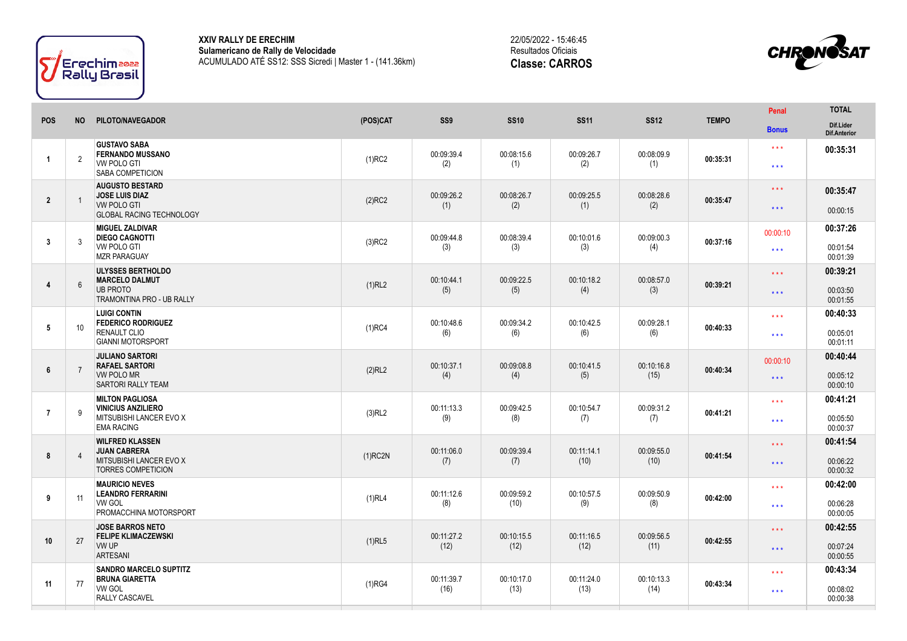**XXIV RALLY DE ERECHIM**
**Sulamericano de Rally de Velocidade**
ACUMULADO ATÉ SS12: SSS Sicredi | Master 1 - (141.36km)

22/05/2022 - 15:46:45
Resultados Oficiais
**Classe: CARROS**

| POS | NO | PILOTO/NAVEGADOR | (POS)CAT | SS9 | SS10 | SS11 | SS12 | TEMPO | Penal / Bonus | TOTAL / Dif.Lider / Dif.Anterior |
|---|---|---|---|---|---|---|---|---|---|---|
| 1 | 2 | **GUSTAVO SABA** **FERNANDO MUSSANO** VW POLO GTI SABA COMPETICION | (1)RC2 | 00:09:39.4 (2) | 00:08:15.6 (1) | 00:09:26.7 (2) | 00:08:09.9 (1) | 00:35:31 | \*\*\* / \*\*\* | **00:35:31** |
| 2 | 1 | **AUGUSTO BESTARD** **JOSE LUIS DIAZ** VW POLO GTI GLOBAL RACING TECHNOLOGY | (2)RC2 | 00:09:26.2 (1) | 00:08:26.7 (2) | 00:09:25.5 (1) | 00:08:28.6 (2) | 00:35:47 | \*\*\* / \*\*\* | **00:35:47** 00:00:15 |
| 3 | 3 | **MIGUEL ZALDIVAR** **DIEGO CAGNOTTI** VW POLO GTI MZR PARAGUAY | (3)RC2 | 00:09:44.8 (3) | 00:08:39.4 (3) | 00:10:01.6 (3) | 00:09:00.3 (4) | 00:37:16 | 00:00:10 / \*\*\* | **00:37:26** 00:01:54 00:01:39 |
| 4 | 6 | **ULYSSES BERTHOLDO** **MARCELO DALMUT** UB PROTO TRAMONTINA PRO - UB RALLY | (1)RL2 | 00:10:44.1 (5) | 00:09:22.5 (5) | 00:10:18.2 (4) | 00:08:57.0 (3) | 00:39:21 | \*\*\* / \*\*\* | **00:39:21** 00:03:50 00:01:55 |
| 5 | 10 | **LUIGI CONTIN** **FEDERICO RODRIGUEZ** RENAULT CLIO GIANNI MOTORSPORT | (1)RC4 | 00:10:48.6 (6) | 00:09:34.2 (6) | 00:10:42.5 (6) | 00:09:28.1 (6) | 00:40:33 | \*\*\* / \*\*\* | **00:40:33** 00:05:01 00:01:11 |
| 6 | 7 | **JULIANO SARTORI** **RAFAEL SARTORI** VW POLO MR SARTORI RALLY TEAM | (2)RL2 | 00:10:37.1 (4) | 00:09:08.8 (4) | 00:10:41.5 (5) | 00:10:16.8 (15) | 00:40:34 | 00:00:10 / \*\*\* | **00:40:44** 00:05:12 00:00:10 |
| 7 | 9 | **MILTON PAGLIOSA** **VINICIUS ANZILIERO** MITSUBISHI LANCER EVO X EMA RACING | (3)RL2 | 00:11:13.3 (9) | 00:09:42.5 (8) | 00:10:54.7 (7) | 00:09:31.2 (7) | 00:41:21 | \*\*\* / \*\*\* | **00:41:21** 00:05:50 00:00:37 |
| 8 | 4 | **WILFRED KLASSEN** **JUAN CABRERA** MITSUBISHI LANCER EVO X TORRES COMPETICION | (1)RC2N | 00:11:06.0 (7) | 00:09:39.4 (7) | 00:11:14.1 (10) | 00:09:55.0 (10) | 00:41:54 | \*\*\* / \*\*\* | **00:41:54** 00:06:22 00:00:32 |
| 9 | 11 | **MAURICIO NEVES** **LEANDRO FERRARINI** VW GOL PROMACCHINA MOTORSPORT | (1)RL4 | 00:11:12.6 (8) | 00:09:59.2 (10) | 00:10:57.5 (9) | 00:09:50.9 (8) | 00:42:00 | \*\*\* / \*\*\* | **00:42:00** 00:06:28 00:00:05 |
| 10 | 27 | **JOSE BARROS NETO** **FELIPE KLIMACZEWSKI** VW UP ARTESANI | (1)RL5 | 00:11:27.2 (12) | 00:10:15.5 (12) | 00:11:16.5 (12) | 00:09:56.5 (11) | 00:42:55 | \*\*\* / \*\*\* | **00:42:55** 00:07:24 00:00:55 |
| 11 | 77 | **SANDRO MARCELO SUPTITZ** **BRUNA GIARETTA** VW GOL RALLY CASCAVEL | (1)RG4 | 00:11:39.7 (16) | 00:10:17.0 (13) | 00:11:24.0 (13) | 00:10:13.3 (14) | 00:43:34 | \*\*\* / \*\*\* | **00:43:34** 00:08:02 00:00:38 |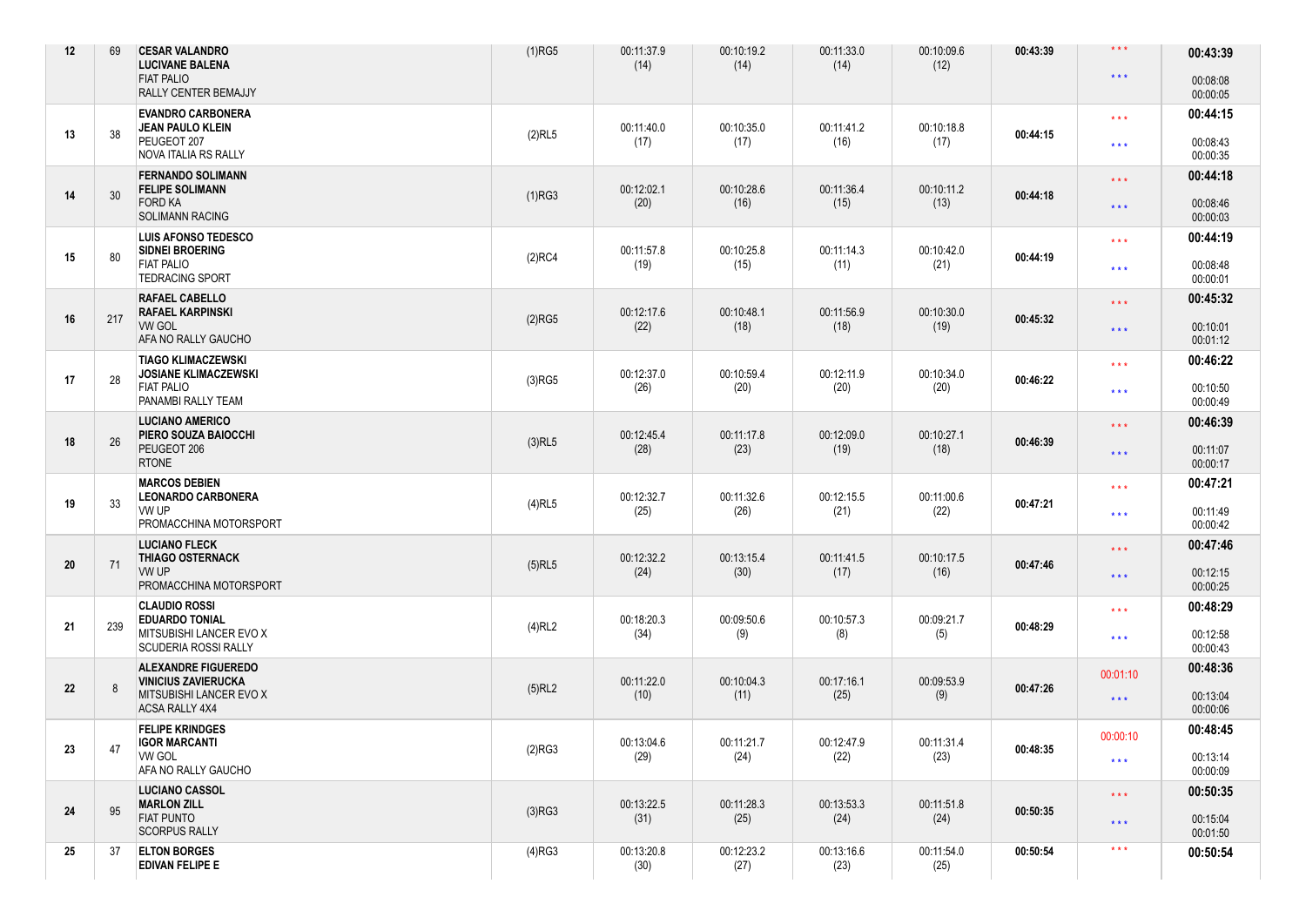| 12 | 69 | **CESAR VALANDRO**<br>**LUCIVANE BALENA**<br>FIAT PALIO<br>RALLY CENTER BEMAJJY | (1)RG5 | 00:11:37.9<br>(14) | 00:10:19.2<br>(14) | 00:11:33.0<br>(14) | 00:10:09.6<br>(12) | **00:43:39** | \* \* \*<br>\* \* \* | **00:43:39**<br>00:08:08<br>00:00:05 |
|---|---|---|---|---|---|---|---|---|---|---|
| 13 | 38 | **EVANDRO CARBONERA**<br>**JEAN PAULO KLEIN**<br>PEUGEOT 207<br>NOVA ITALIA RS RALLY | (2)RL5 | 00:11:40.0<br>(17) | 00:10:35.0<br>(17) | 00:11:41.2<br>(16) | 00:10:18.8<br>(17) | **00:44:15** | \* \* \*<br>\* \* \* | **00:44:15**<br>00:08:43<br>00:00:35 |
| 14 | 30 | **FERNANDO SOLIMANN**<br>**FELIPE SOLIMANN**<br>FORD KA<br>SOLIMANN RACING | (1)RG3 | 00:12:02.1<br>(20) | 00:10:28.6<br>(16) | 00:11:36.4<br>(15) | 00:10:11.2<br>(13) | **00:44:18** | \* \* \*<br>\* \* \* | **00:44:18**<br>00:08:46<br>00:00:03 |
| 15 | 80 | **LUIS AFONSO TEDESCO**<br>**SIDNEI BROERING**<br>FIAT PALIO<br>TEDRACING SPORT | (2)RC4 | 00:11:57.8<br>(19) | 00:10:25.8<br>(15) | 00:11:14.3<br>(11) | 00:10:42.0<br>(21) | **00:44:19** | \* \* \*<br>\* \* \* | **00:44:19**<br>00:08:48<br>00:00:01 |
| 16 | 217 | **RAFAEL CABELLO**<br>**RAFAEL KARPINSKI**<br>VW GOL<br>AFA NO RALLY GAUCHO | (2)RG5 | 00:12:17.6<br>(22) | 00:10:48.1<br>(18) | 00:11:56.9<br>(18) | 00:10:30.0<br>(19) | **00:45:32** | \* \* \*<br>\* \* \* | **00:45:32**<br>00:10:01<br>00:01:12 |
| 17 | 28 | **TIAGO KLIMACZEWSKI**<br>**JOSIANE KLIMACZEWSKI**<br>FIAT PALIO<br>PANAMBI RALLY TEAM | (3)RG5 | 00:12:37.0<br>(26) | 00:10:59.4<br>(20) | 00:12:11.9<br>(20) | 00:10:34.0<br>(20) | **00:46:22** | \* \* \*<br>\* \* \* | **00:46:22**<br>00:10:50<br>00:00:49 |
| 18 | 26 | **LUCIANO AMERICO**<br>**PIERO SOUZA BAIOCCHI**<br>PEUGEOT 206<br>RTONE | (3)RL5 | 00:12:45.4<br>(28) | 00:11:17.8<br>(23) | 00:12:09.0<br>(19) | 00:10:27.1<br>(18) | **00:46:39** | \* \* \*<br>\* \* \* | **00:46:39**<br>00:11:07<br>00:00:17 |
| 19 | 33 | **MARCOS DEBIEN**<br>**LEONARDO CARBONERA**<br>VW UP<br>PROMACCHINA MOTORSPORT | (4)RL5 | 00:12:32.7<br>(25) | 00:11:32.6<br>(26) | 00:12:15.5<br>(21) | 00:11:00.6<br>(22) | **00:47:21** | \* \* \*<br>\* \* \* | **00:47:21**<br>00:11:49<br>00:00:42 |
| 20 | 71 | **LUCIANO FLECK**<br>**THIAGO OSTERNACK**<br>VW UP<br>PROMACCHINA MOTORSPORT | (5)RL5 | 00:12:32.2<br>(24) | 00:13:15.4<br>(30) | 00:11:41.5<br>(17) | 00:10:17.5<br>(16) | **00:47:46** | \* \* \*<br>\* \* \* | **00:47:46**<br>00:12:15<br>00:00:25 |
| 21 | 239 | **CLAUDIO ROSSI**<br>**EDUARDO TONIAL**<br>MITSUBISHI LANCER EVO X<br>SCUDERIA ROSSI RALLY | (4)RL2 | 00:18:20.3<br>(34) | 00:09:50.6<br>(9) | 00:10:57.3<br>(8) | 00:09:21.7<br>(5) | **00:48:29** | \* \* \*<br>\* \* \* | **00:48:29**<br>00:12:58<br>00:00:43 |
| 22 | 8 | **ALEXANDRE FIGUEREDO**<br>**VINICIUS ZAVIERUCKA**<br>MITSUBISHI LANCER EVO X<br>ACSA RALLY 4X4 | (5)RL2 | 00:11:22.0<br>(10) | 00:10:04.3<br>(11) | 00:17:16.1<br>(25) | 00:09:53.9<br>(9) | **00:47:26** | 00:01:10<br>\* \* \* | **00:48:36**<br>00:13:04<br>00:00:06 |
| 23 | 47 | **FELIPE KRINDGES**<br>**IGOR MARCANTI**<br>VW GOL<br>AFA NO RALLY GAUCHO | (2)RG3 | 00:13:04.6<br>(29) | 00:11:21.7<br>(24) | 00:12:47.9<br>(22) | 00:11:31.4<br>(23) | **00:48:35** | 00:00:10<br>\* \* \* | **00:48:45**<br>00:13:14<br>00:00:09 |
| 24 | 95 | **LUCIANO CASSOL**<br>**MARLON ZILL**<br>FIAT PUNTO<br>SCORPUS RALLY | (3)RG3 | 00:13:22.5<br>(31) | 00:11:28.3<br>(25) | 00:13:53.3<br>(24) | 00:11:51.8<br>(24) | **00:50:35** | \* \* \*<br>\* \* \* | **00:50:35**<br>00:15:04<br>00:01:50 |
| 25 | 37 | **ELTON BORGES**<br>**EDIVAN FELIPE E** | (4)RG3 | 00:13:20.8<br>(30) | 00:12:23.2<br>(27) | 00:13:16.6<br>(23) | 00:11:54.0<br>(25) | **00:50:54** | \* \* \* | **00:50:54** |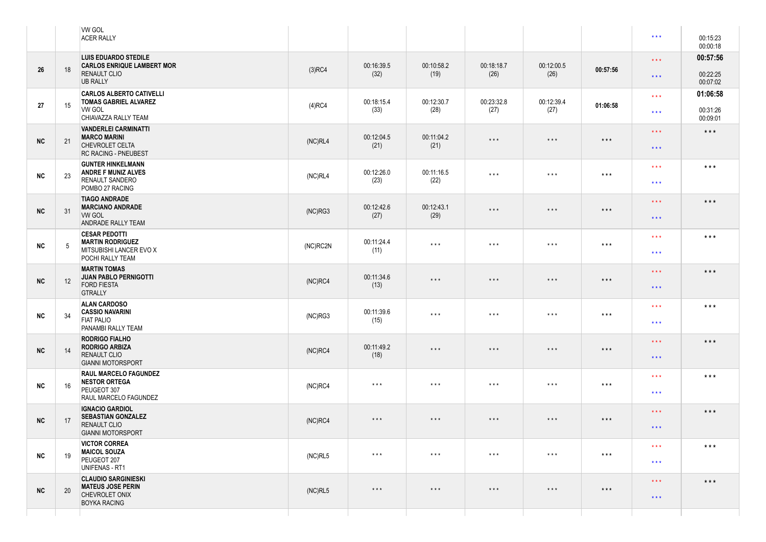| | | | | | | | | | | |
|---|---|---|---|---|---|---|---|---|---|---|
| | | VW GOL<br>ACER RALLY | | | | | | | * * * | 00:15:23<br>00:00:18 |
| 26 | 18 | **LUIS EDUARDO STEDILE**<br>**CARLOS ENRIQUE LAMBERT MOR**<br>RENAULT CLIO<br>UB RALLY | (3)RC4 | 00:16:39.5<br>(32) | 00:10:58.2<br>(19) | 00:18:18.7<br>(26) | 00:12:00.5<br>(26) | **00:57:56** | * * *<br>* * * | **00:57:56**<br>00:22:25<br>00:07:02 |
| 27 | 15 | **CARLOS ALBERTO CATIVELLI**<br>**TOMAS GABRIEL ALVAREZ**<br>VW GOL<br>CHIAVAZZA RALLY TEAM | (4)RC4 | 00:18:15.4<br>(33) | 00:12:30.7<br>(28) | 00:23:32.8<br>(27) | 00:12:39.4<br>(27) | **01:06:58** | * * *<br>* * * | **01:06:58**<br>00:31:26<br>00:09:01 |
| **NC** | 21 | **VANDERLEI CARMINATTI**<br>**MARCO MARINI**<br>CHEVROLET CELTA<br>RC RACING - PNEUBEST | (NC)RL4 | 00:12:04.5<br>(21) | 00:11:04.2<br>(21) | * * * | * * * | * * * | * * *<br>* * * | * * * |
| **NC** | 23 | **GUNTER HINKELMANN**<br>**ANDRE F MUNIZ ALVES**<br>RENAULT SANDERO<br>POMBO 27 RACING | (NC)RL4 | 00:12:26.0<br>(23) | 00:11:16.5<br>(22) | * * * | * * * | * * * | * * *<br>* * * | * * * |
| **NC** | 31 | **TIAGO ANDRADE**<br>**MARCIANO ANDRADE**<br>VW GOL<br>ANDRADE RALLY TEAM | (NC)RG3 | 00:12:42.6<br>(27) | 00:12:43.1<br>(29) | * * * | * * * | * * * | * * *<br>* * * | * * * |
| **NC** | 5 | **CESAR PEDOTTI**<br>**MARTIN RODRIGUEZ**<br>MITSUBISHI LANCER EVO X<br>POCHI RALLY TEAM | (NC)RC2N | 00:11:24.4<br>(11) | * * * | * * * | * * * | * * * | * * *<br>* * * | * * * |
| **NC** | 12 | **MARTIN TOMAS**<br>**JUAN PABLO PERNIGOTTI**<br>FORD FIESTA<br>GTRALLY | (NC)RC4 | 00:11:34.6<br>(13) | * * * | * * * | * * * | * * * | * * *<br>* * * | * * * |
| **NC** | 34 | **ALAN CARDOSO**<br>**CASSIO NAVARINI**<br>FIAT PALIO<br>PANAMBI RALLY TEAM | (NC)RG3 | 00:11:39.6<br>(15) | * * * | * * * | * * * | * * * | * * *<br>* * * | * * * |
| **NC** | 14 | **RODRIGO FIALHO**<br>**RODRIGO ARBIZA**<br>RENAULT CLIO<br>GIANNI MOTORSPORT | (NC)RC4 | 00:11:49.2<br>(18) | * * * | * * * | * * * | * * * | * * *<br>* * * | * * * |
| **NC** | 16 | **RAUL MARCELO FAGUNDEZ**<br>**NESTOR ORTEGA**<br>PEUGEOT 307<br>RAUL MARCELO FAGUNDEZ | (NC)RC4 | * * * | * * * | * * * | * * * | * * * | * * *<br>* * * | * * * |
| **NC** | 17 | **IGNACIO GARDIOL**<br>**SEBASTIAN GONZALEZ**<br>RENAULT CLIO<br>GIANNI MOTORSPORT | (NC)RC4 | * * * | * * * | * * * | * * * | * * * | * * *<br>* * * | * * * |
| **NC** | 19 | **VICTOR CORREA**<br>**MAICOL SOUZA**<br>PEUGEOT 207<br>UNIFENAS - RT1 | (NC)RL5 | * * * | * * * | * * * | * * * | * * * | * * *<br>* * * | * * * |
| **NC** | 20 | **CLAUDIO SARGINIESKI**<br>**MATEUS JOSE PERIN**<br>CHEVROLET ONIX<br>BOYKA RACING | (NC)RL5 | * * * | * * * | * * * | * * * | * * * | * * *<br>* * * | * * * |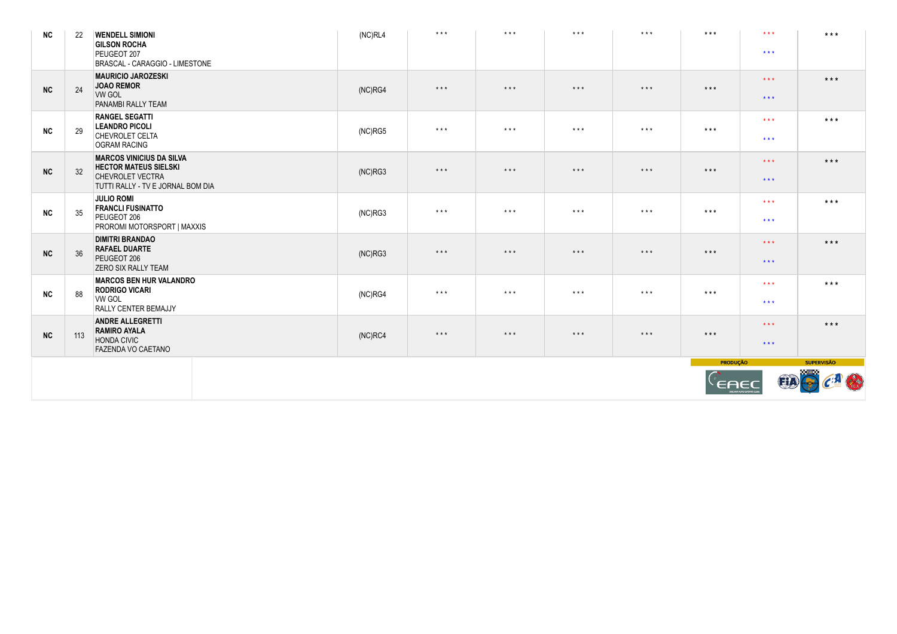| | | | | | | | | | | |
|---|---|---|---|---|---|---|---|---|---|---|
| NC | 22 | **WENDELL SIMIONI**<br>**GILSON ROCHA**<br>PEUGEOT 207<br>BRASCAL - CARAGGIO - LIMESTONE | (NC)RL4 | * * * | * * * | * * * | * * * | * * * | * * *<br>* * * | * * * |
| NC | 24 | **MAURICIO JAROZESKI**<br>**JOAO REMOR**<br>VW GOL<br>PANAMBI RALLY TEAM | (NC)RG4 | * * * | * * * | * * * | * * * | * * * | * * *<br>* * * | * * * |
| NC | 29 | **RANGEL SEGATTI**<br>**LEANDRO PICOLI**<br>CHEVROLET CELTA<br>OGRAM RACING | (NC)RG5 | * * * | * * * | * * * | * * * | * * * | * * *<br>* * * | * * * |
| NC | 32 | **MARCOS VINICIUS DA SILVA**<br>**HECTOR MATEUS SIELSKI**<br>CHEVROLET VECTRA<br>TUTTI RALLY - TV E JORNAL BOM DIA | (NC)RG3 | * * * | * * * | * * * | * * * | * * * | * * *<br>* * * | * * * |
| NC | 35 | **JULIO ROMI**<br>**FRANCLI FUSINATTO**<br>PEUGEOT 206<br>PROROMI MOTORSPORT \| MAXXIS | (NC)RG3 | * * * | * * * | * * * | * * * | * * * | * * *<br>* * * | * * * |
| NC | 36 | **DIMITRI BRANDAO**<br>**RAFAEL DUARTE**<br>PEUGEOT 206<br>ZERO SIX RALLY TEAM | (NC)RG3 | * * * | * * * | * * * | * * * | * * * | * * *<br>* * * | * * * |
| NC | 88 | **MARCOS BEN HUR VALANDRO**<br>**RODRIGO VICARI**<br>VW GOL<br>RALLY CENTER BEMAJJY | (NC)RG4 | * * * | * * * | * * * | * * * | * * * | * * *<br>* * * | * * * |
| NC | 113 | **ANDRE ALLEGRETTI**<br>**RAMIRO AYALA**<br>HONDA CIVIC<br>FAZENDA VO CAETANO | (NC)RC4 | * * * | * * * | * * * | * * * | * * * | * * *<br>* * * | * * * |

PRODUÇÃO

SUPERVISÃO